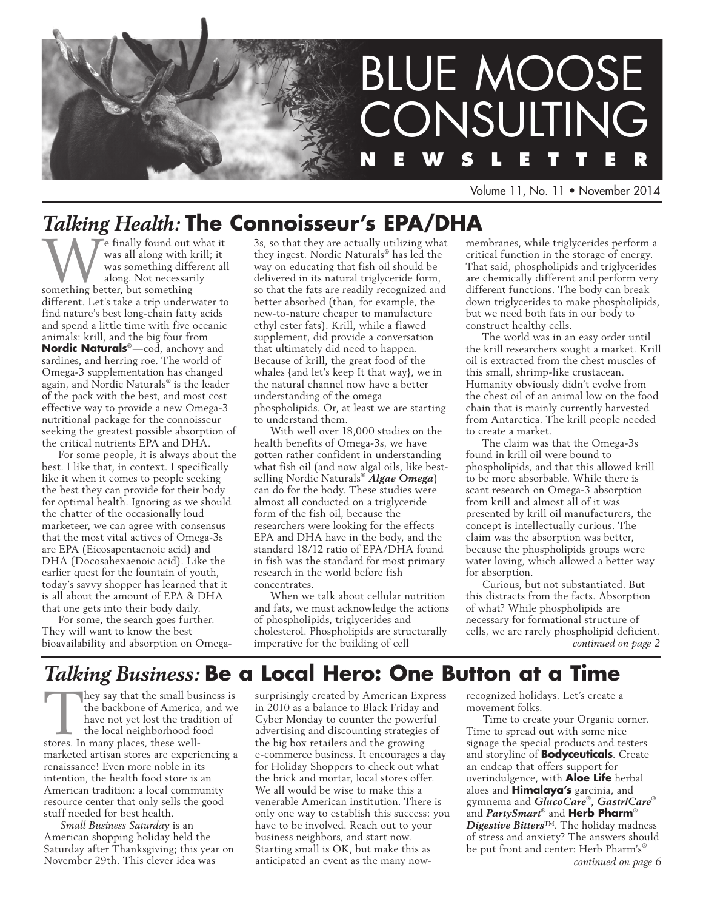# BLUE MOOSE CONSULTING NEWSLETTER

Volume 11, No. 11 • November 2014

## *Talking Health:* The Connoisseur's EPA/DHA

We finally found out what it was all along with krill; it was something different all along. Not necessarily something better, but something different. Let's take a trip underwater to find nature's best long-chain fatty acids and spend a little time with five oceanic animals: krill, and the big four from **Nordic Naturals**®—cod, anchovy and sardines, and herring roe. The world of Omega-3 supplementation has changed again, and Nordic Naturals® is the leader of the pack with the best, and most cost effective way to provide a new Omega-3 nutritional package for the connoisseur seeking the greatest possible absorption of the critical nutrients EPA and DHA.

For some people, it is always about the best. I like that, in context. I specifically like it when it comes to people seeking the best they can provide for their body for optimal health. Ignoring as we should the chatter of the occasionally loud marketeer, we can agree with consensus that the most vital actives of Omega-3s are EPA (Eicosapentaenoic acid) and DHA (Docosahexaenoic acid). Like the earlier quest for the fountain of youth, today's savvy shopper has learned that it is all about the amount of EPA & DHA that one gets into their body daily.

For some, the search goes further. They will want to know the best bioavailability and absorption on Omega-3s, so that they are actually utilizing what they ingest. Nordic Naturals® has led the way on educating that fish oil should be delivered in its natural triglyceride form, so that the fats are readily recognized and better absorbed (than, for example, the new-to-nature cheaper to manufacture ethyl ester fats). Krill, while a flawed supplement, did provide a conversation that ultimately did need to happen. Because of krill, the great food of the whales {and let's keep It that way}, we in the natural channel now have a better understanding of the omega phospholipids. Or, at least we are starting to understand them.

With well over 18,000 studies on the health benefits of Omega-3s, we have gotten rather confident in understanding what fish oil (and now algal oils, like best-selling Nordic Naturals® ***Algae Omega***) can do for the body. These studies were almost all conducted on a triglyceride form of the fish oil, because the researchers were looking for the effects EPA and DHA have in the body, and the standard 18/12 ratio of EPA/DHA found in fish was the standard for most primary research in the world before fish concentrates.

When we talk about cellular nutrition and fats, we must acknowledge the actions of phospholipids, triglycerides and cholesterol. Phospholipids are structurally imperative for the building of cell membranes, while triglycerides perform a critical function in the storage of energy. That said, phospholipids and triglycerides are chemically different and perform very different functions. The body can break down triglycerides to make phospholipids, but we need both fats in our body to construct healthy cells.

The world was in an easy order until the krill researchers sought a market. Krill oil is extracted from the chest muscles of this small, shrimp-like crustacean. Humanity obviously didn't evolve from the chest oil of an animal low on the food chain that is mainly currently harvested from Antarctica. The krill people needed to create a market.

The claim was that the Omega-3s found in krill oil were bound to phospholipids, and that this allowed krill to be more absorbable. While there is scant research on Omega-3 absorption from krill and almost all of it was presented by krill oil manufacturers, the concept is intellectually curious. The claim was the absorption was better, because the phospholipids groups were water loving, which allowed a better way for absorption.

Curious, but not substantiated. But this distracts from the facts. Absorption of what? While phospholipids are necessary for formational structure of cells, we are rarely phospholipid deficient.

*continued on page 2*

## *Talking Business:* Be a Local Hero: One Button at a Time

They say that the small business is the backbone of America, and we have not yet lost the tradition of the local neighborhood food stores. In many places, these well-marketed artisan stores are experiencing a renaissance! Even more noble in its intention, the health food store is an American tradition: a local community resource center that only sells the good stuff needed for best health.

*Small Business Saturday* is an American shopping holiday held the Saturday after Thanksgiving; this year on November 29th. This clever idea was surprisingly created by American Express in 2010 as a balance to Black Friday and Cyber Monday to counter the powerful advertising and discounting strategies of the big box retailers and the growing e-commerce business. It encourages a day for Holiday Shoppers to check out what the brick and mortar, local stores offer. We all would be wise to make this a venerable American institution. There is only one way to establish this success: you have to be involved. Reach out to your business neighbors, and start now. Starting small is OK, but make this as anticipated an event as the many now-recognized holidays. Let's create a movement folks.

Time to create your Organic corner. Time to spread out with some nice signage the special products and testers and storyline of **Bodyceuticals**. Create an endcap that offers support for overindulgence, with **Aloe Life** herbal aloes and **Himalaya's** garcinia, and gymnema and ***GlucoCare***®, ***GastriCare***® and ***PartySmart***® and **Herb Pharm**® ***Digestive Bitters***™. The holiday madness of stress and anxiety? The answers should be put front and center: Herb Pharm's®

*continued on page 6*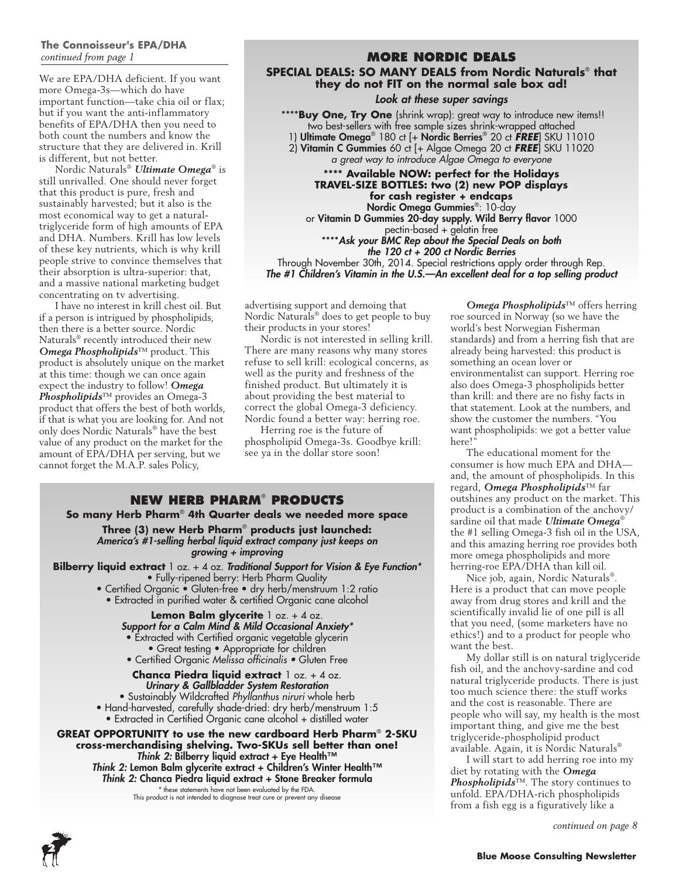**The Connoisseur's EPA/DHA**
*continued from page 1*

We are EPA/DHA deficient. If you want more Omega-3s—which do have important function—take chia oil or flax; but if you want the anti-inflammatory benefits of EPA/DHA then you need to both count the numbers and know the structure that they are delivered in. Krill is different, but not better.

Nordic Naturals® ***Ultimate Omega***® is still unrivalled. One should never forget that this product is pure, fresh and sustainably harvested; but it also is the most economical way to get a natural-triglyceride form of high amounts of EPA and DHA. Numbers. Krill has low levels of these key nutrients, which is why krill people strive to convince themselves that their absorption is ultra-superior: that, and a massive national marketing budget concentrating on tv advertising.

I have no interest in krill chest oil. But if a person is intrigued by phospholipids, then there is a better source. Nordic Naturals® recently introduced their new ***Omega Phospholipids***™ product. This product is absolutely unique on the market at this time: though we can once again expect the industry to follow! ***Omega Phospholipids***™ provides an Omega-3 product that offers the best of both worlds, if that is what you are looking for. And not only does Nordic Naturals® have the best value of any product on the market for the amount of EPA/DHA per serving, but we cannot forget the M.A.P. sales Policy, advertising support and demoing that Nordic Naturals® does to get people to buy their products in your stores!

Nordic is not interested in selling krill. There are many reasons why many stores refuse to sell krill: ecological concerns, as well as the purity and freshness of the finished product. But ultimately it is about providing the best material to correct the global Omega-3 deficiency. Nordic found a better way: herring roe.

Herring roe is the future of phospholipid Omega-3s. Goodbye krill: see ya in the dollar store soon!

***Omega Phospholipids***™ offers herring roe sourced in Norway (so we have the world's best Norwegian Fisherman standards) and from a herring fish that are already being harvested: this product is something an ocean lover or environmentalist can support. Herring roe also does Omega-3 phospholipids better than krill: and there are no fishy facts in that statement. Look at the numbers, and show the customer the numbers. "You want phospholipids: we got a better value here!"

The educational moment for the consumer is how much EPA and DHA—and, the amount of phospholipids. In this regard, ***Omega Phospholipids***™ far outshines any product on the market. This product is a combination of the anchovy/sardine oil that made ***Ultimate Omega***® the #1 selling Omega-3 fish oil in the USA, and this amazing herring roe provides both more omega phospholipids and more herring-roe EPA/DHA than kill oil.

Nice job, again, Nordic Naturals®. Here is a product that can move people away from drug stores and krill and the scientifically invalid lie of one pill is all that you need, (some marketers have no ethics!) and to a product for people who want the best.

My dollar still is on natural triglyceride fish oil, and the anchovy-sardine and cod natural triglyceride products. There is just too much science there: the stuff works and the cost is reasonable. There are people who will say, my health is the most important thing, and give me the best triglyceride-phospholipid product available. Again, it is Nordic Naturals®

I will start to add herring roe into my diet by rotating with the ***Omega Phospholipids***™. The story continues to unfold. EPA/DHA-rich phospholipids from a fish egg is a figuratively like a

*continued on page 8*

## MORE NORDIC DEALS

**SPECIAL DEALS: SO MANY DEALS from Nordic Naturals® that they do not FIT on the normal sale box ad!**

***Look at these super savings***

\*\*\*\***Buy One, Try One** (shrink wrap): great way to introduce new items!! two best-sellers with free sample sizes shrink-wrapped attached

1) **Ultimate Omega**® 180 ct [+ **Nordic Berries**® 20 ct ***FREE***] SKU 11010
2) **Vitamin C Gummies** 60 ct [+ Algae Omega 20 ct ***FREE***] SKU 11020
*a great way to introduce Algae Omega to everyone*

**\*\*\*\* Available NOW: perfect for the Holidays**
**TRAVEL-SIZE BOTTLES: two (2) new POP displays for cash register + endcaps**
**Nordic Omega Gummies**®: 10-day
or **Vitamin D Gummies 20-day supply. Wild Berry flavor** 1000
pectin-based + gelatin free

***\*\*\*\*Ask your BMC Rep about the Special Deals on both the 120 ct + 200 ct Nordic Berries***

Through November 30th, 2014. Special restrictions apply order through Rep.
***The #1 Children's Vitamin in the U.S.—An excellent deal for a top selling product***

## NEW HERB PHARM® PRODUCTS

**So many Herb Pharm® 4th Quarter deals we needed more space**

**Three (3) new Herb Pharm® products just launched:**
***America's #1-selling herbal liquid extract company just keeps on growing + improving***

**Bilberry liquid extract** 1 oz. + 4 oz. ***Traditional Support for Vision & Eye Function\****
- Fully-ripened berry: Herb Pharm Quality
- Certified Organic • Gluten-free • dry herb/menstruum 1:2 ratio
- Extracted in purified water & certified Organic cane alcohol

**Lemon Balm glycerite** 1 oz. + 4 oz.
***Support for a Calm Mind & Mild Occasional Anxiety\****
- Extracted with Certified organic vegetable glycerin
- Great testing • Appropriate for children
- Certified Organic *Melissa officinalis* • Gluten Free

**Chanca Piedra liquid extract** 1 oz. + 4 oz.
***Urinary & Gallbladder System Restoration***
- Sustainably Wildcrafted *Phyllanthus niruri* whole herb
- Hand-harvested, carefully shade-dried: dry herb/menstruum 1:5
- Extracted in Certified Organic cane alcohol + distilled water

**GREAT OPPORTUNITY to use the new cardboard Herb Pharm® 2-SKU cross-merchandising shelving. Two-SKUs sell better than one!**
***Think 2:*** **Bilberry liquid extract + Eye Health™**
***Think 2:*** **Lemon Balm glycerite extract + Children's Winter Health™**
***Think 2:*** **Chanca Piedra liquid extract + Stone Breaker formula**

\* these statements have not been evaluated by the FDA.
This product is not intended to diagnose treat cure or prevent any disease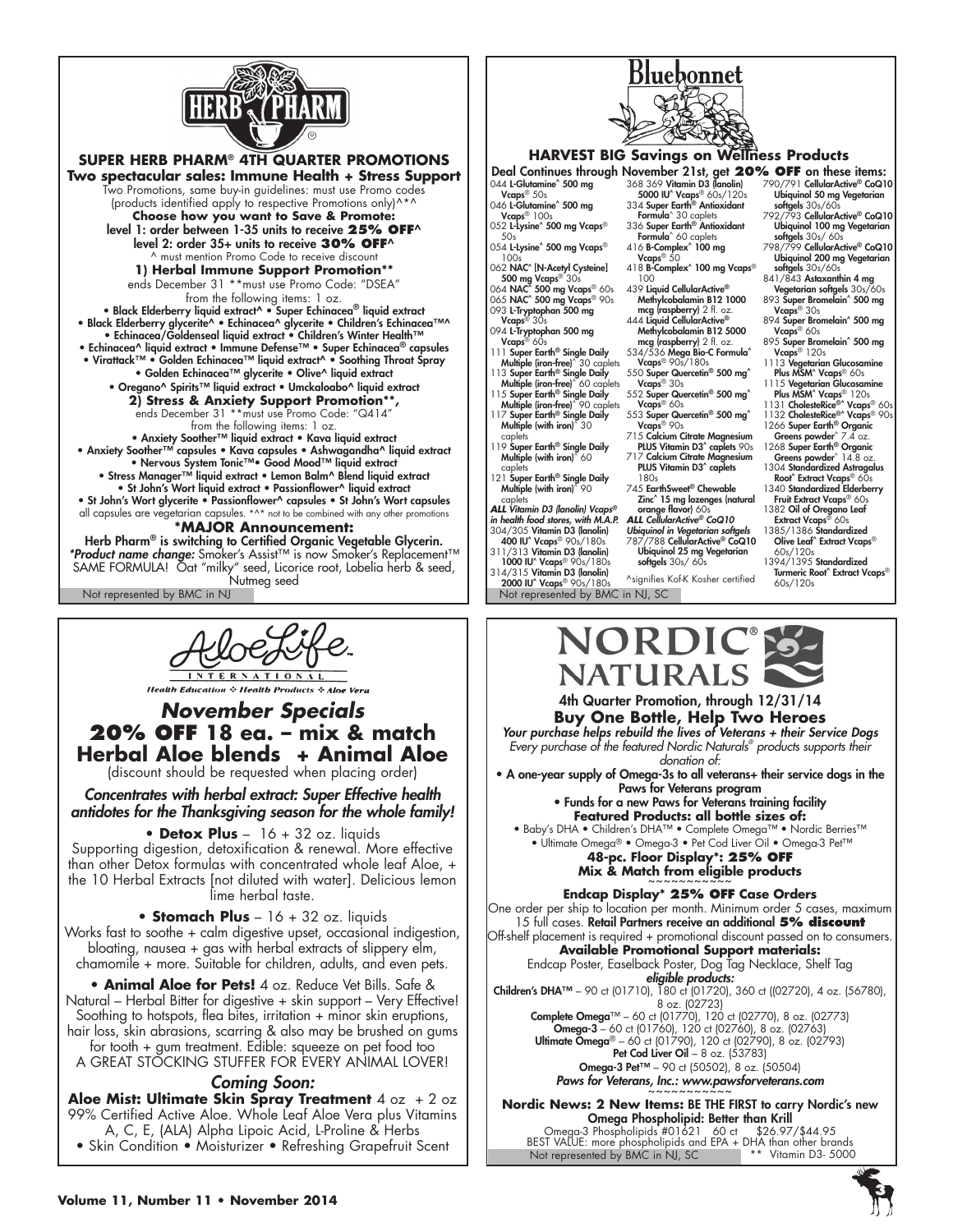## SUPER HERB PHARM® 4TH QUARTER PROMOTIONS

**Two spectacular sales: Immune Health + Stress Support**

Two Promotions, same buy-in guidelines: must use Promo codes (products identified apply to respective Promotions only)^*^

**Choose how you want to Save & Promote:**

level 1: order between 1-35 units to receive **25% OFF**^

level 2: order 35+ units to receive **30% OFF**^

^ must mention Promo Code to receive discount

**1) Herbal Immune Support Promotion****

ends December 31 **must use Promo Code: "DSEA"

from the following items: 1 oz.

• Black Elderberry liquid extract^ • Super Echinacea® liquid extract • Black Elderberry glycerite^ • Echinacea^ glycerite • Children's Echinacea™^ • Echinacea/Goldenseal liquid extract • Children's Winter Health™ • Echinacea^ liquid extract • Immune Defense™ • Super Echinacea® capsules • Virattack™ • Golden Echinacea™ liquid extract^ • Soothing Throat Spray • Golden Echinacea™ glycerite • Olive^ liquid extract • Oregano^ Spirits™ liquid extract • Umckaloabo^ liquid extract

**2) Stress & Anxiety Support Promotion****,

ends December 31 **must use Promo Code: "Q414"

from the following items: 1 oz.

• Anxiety Soother™ liquid extract • Kava liquid extract • Anxiety Soother™ capsules • Kava capsules • Ashwagandha^ liquid extract • Nervous System Tonic™• Good Mood™ liquid extract • Stress Manager™ liquid extract • Lemon Balm^ Blend liquid extract • St John's Wort liquid extract • Passionflower^ liquid extract • St John's Wort glycerite • Passionflower^ capsules • St John's Wort capsules

all capsules are vegetarian capsules. *^* not to be combined with any other promotions

**\*MAJOR Announcement:**

Herb Pharm® is switching to Certified Organic Vegetable Glycerin.

*\*Product name change:* Smoker's Assist™ is now Smoker's Replacement™ SAME FORMULA! Oat "milky" seed, Licorice root, Lobelia herb & seed, Nutmeg seed

Not represented by BMC in NJ

## HARVEST BIG Savings on Wellness Products

Deal Continues through November 21st, get **20% OFF** on these items:

044 L-Glutamine^ 500 mg Vcaps® 50s
046 L-Glutamine^ 500 mg Vcaps® 100s
052 L-Lysine^ 500 mg Vcaps® 50s
054 L-Lysine^ 500 mg Vcaps® 100s
062 NAC^ [N-Acetyl Cysteine] 500 mg Vcaps® 30s
064 NAC^ 500 mg Vcaps® 60s
065 NAC^ 500 mg Vcaps® 90s
093 L-Tryptophan 500 mg Vcaps® 30s
094 L-Tryptophan 500 mg Vcaps® 60s
111 Super Earth® Single Daily Multiple (iron-free)^ 30 caplets
113 Super Earth® Single Daily Multiple (iron-free)^ 60 caplets
115 Super Earth® Single Daily Multiple (iron-free)^ 90 caplets
117 Super Earth® Single Daily Multiple (with iron)^ 30 caplets
119 Super Earth® Single Daily Multiple (with iron)^ 60 caplets
121 Super Earth® Single Daily Multiple (with iron)^ 90 caplets

*ALL Vitamin D3 (lanolin) Vcaps® in health food stores, with M.A.P.*
304/305 Vitamin D3 (lanolin) 400 IU^ Vcaps® 90s/180s
311/313 Vitamin D3 (lanolin) 1000 IU^ Vcaps® 90s/180s
314/315 Vitamin D3 (lanolin) 2000 IU^ Vcaps® 90s/180s
368 369 Vitamin D3 (lanolin) 5000 IU^ Vcaps® 60s/120s
334 Super Earth® Antioxidant Formula^ 30 caplets
336 Super Earth® Antioxidant Formula^ 60 caplets
416 B-Complex^ 100 mg Vcaps® 50
418 B-Complex^ 100 mg Vcaps® 100
439 Liquid CellularActive® Methylcobalamin B12 1000 mcg (raspberry) 2 fl. oz.
444 Liquid CellularActive® Methylcobalamin B12 5000 mcg (raspberry) 2 fl. oz.
534/536 Mega Bio-C Formula^ Vcaps® 90s/180s
550 Super Quercetin® 500 mg^ Vcaps® 30s
552 Super Quercetin® 500 mg^ Vcaps® 60s
553 Super Quercetin® 500 mg^ Vcaps® 90s
715 Calcium Citrate Magnesium PLUS Vitamin D3^ caplets 90s
717 Calcium Citrate Magnesium PLUS Vitamin D3^ caplets 180s
745 EarthSweet® Chewable Zinc^ 15 mg lozenges (natural orange flavor) 60s

*ALL CellularActive® CoQ10 Ubiquinol in Vegetarian softgels*
787/788 CellularActive® CoQ10 Ubiquinol 25 mg Vegetarian softgels 30s/ 60s
790/791 CellularActive® CoQ10 Ubiquinol 50 mg Vegetarian softgels 30s/60s
792/793 CellularActive® CoQ10 Ubiquinol 100 mg Vegetarian softgels 30s/ 60s
798/799 CellularActive® CoQ10 Ubiquinol 200 mg Vegetarian softgels 30s/60s
841/843 Astaxanthin 4 mg Vegetarian softgels 30s/60s
893 Super Bromelain^ 500 mg Vcaps® 30s
894 Super Bromelain^ 500 mg Vcaps® 60s
895 Super Bromelain^ 500 mg Vcaps® 120s
1113 Vegetarian Glucosamine Plus MSM^ Vcaps® 60s
1115 Vegetarian Glucosamine Plus MSM^ Vcaps® 120s
1131 CholesteRice®^ Vcaps® 60s
1132 CholesteRice®^ Vcaps® 90s
1266 Super Earth® Organic Greens powder^ 7.4 oz.
1268 Super Earth® Organic Greens powder^ 14.8 oz.
1304 Standardized Astragalus Root^ Extract Vcaps® 60s
1340 Standardized Elderberry Fruit Extract Vcaps® 60s
1382 Oil of Oregano Leaf Extract Vcaps® 60s
1385/1386 Standardized Olive Leaf^ Extract Vcaps® 60s/120s
1394/1395 Standardized Turmeric Root^ Extract Vcaps® 60s/120s

^signifies Kof-K Kosher certified

Not represented by BMC in NJ, SC

## AloeLife International

Health Education ❖ Health Products ❖ Aloe Vera

### *November Specials*

### 20% OFF 18 ea. – mix & match Herbal Aloe blends + Animal Aloe

(discount should be requested when placing order)

***Concentrates with herbal extract: Super Effective health antidotes for the Thanksgiving season for the whole family!***

• **Detox Plus** – 16 + 32 oz. liquids
Supporting digestion, detoxification & renewal. More effective than other Detox formulas with concentrated whole leaf Aloe, + the 10 Herbal Extracts [not diluted with water]. Delicious lemon lime herbal taste.

• **Stomach Plus** – 16 + 32 oz. liquids
Works fast to soothe + calm digestive upset, occasional indigestion, bloating, nausea + gas with herbal extracts of slippery elm, chamomile + more. Suitable for children, adults, and even pets.

• **Animal Aloe for Pets!** 4 oz. Reduce Vet Bills. Safe & Natural – Herbal Bitter for digestive + skin support – Very Effective! Soothing to hotspots, flea bites, irritation + minor skin eruptions, hair loss, skin abrasions, scarring & also may be brushed on gums for tooth + gum treatment. Edible: squeeze on pet food too
A GREAT STOCKING STUFFER FOR EVERY ANIMAL LOVER!

### *Coming Soon:*

**Aloe Mist: Ultimate Skin Spray Treatment** 4 oz + 2 oz
99% Certified Active Aloe. Whole Leaf Aloe Vera plus Vitamins A, C, E, (ALA) Alpha Lipoic Acid, L-Proline & Herbs
• Skin Condition • Moisturizer • Refreshing Grapefruit Scent

## NORDIC® NATURALS

4th Quarter Promotion, through 12/31/14

**Buy One Bottle, Help Two Heroes**

*Your purchase helps rebuild the lives of Veterans + their Service Dogs*
*Every purchase of the featured Nordic Naturals® products supports their donation of:*

• A one-year supply of Omega-3s to all veterans+ their service dogs in the Paws for Veterans program
• Funds for a new Paws for Veterans training facility

**Featured Products: all bottle sizes of:**

• Baby's DHA • Children's DHA™ • Complete Omega™ • Nordic Berries™ • Ultimate Omega® • Omega-3 • Pet Cod Liver Oil • Omega-3 Pet™

**48-pc. Floor Display\*: 25% OFF**
**Mix & Match from eligible products**

~~~~~~~~~~~

**Endcap Display\* 25% OFF Case Orders**

One order per ship to location per month. Minimum order 5 cases, maximum 15 full cases. **Retail Partners receive an additional 5% discount**
Off-shelf placement is required + promotional discount passed on to consumers.

**Available Promotional Support materials:**
Endcap Poster, Easelback Poster, Dog Tag Necklace, Shelf Tag

***eligible products:***

**Children's DHA™** – 90 ct (01710), 180 ct (01720), 360 ct ((02720), 4 oz. (56780), 8 oz. (02723)
**Complete Omega**™ – 60 ct (01770), 120 ct (02770), 8 oz. (02773)
**Omega-3** – 60 ct (01760), 120 ct (02760), 8 oz. (02763)
**Ultimate Omega**® – 60 ct (01790), 120 ct (02790), 8 oz. (02793)
**Pet Cod Liver Oil** – 8 oz. (53783)
**Omega-3 Pet™** – 90 ct (50502), 8 oz. (50504)

***Paws for Veterans, Inc.: www.pawsforveterans.com***

~~~~~~~~~~~

**Nordic News: 2 New Items:** BE THE FIRST to carry Nordic's new **Omega Phospholipid: Better than Krill**
Omega-3 Phospholipids #01621 60 ct $26.97/$44.95
BEST VALUE: more phospholipids and EPA + DHA than other brands

Not represented by BMC in NJ, SC ** Vitamin D3- 5000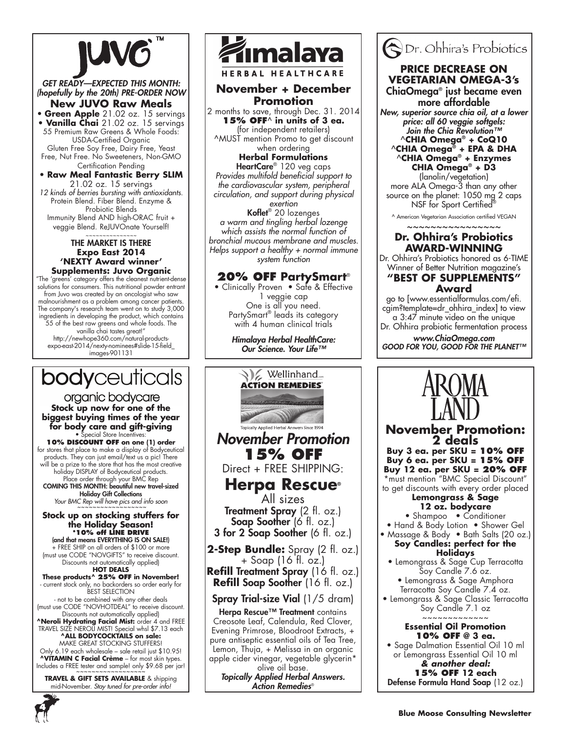# JUVO™

*GET READY—EXPECTED THIS MONTH: (hopefully by the 20th) PRE-ORDER NOW*

**New JUVO Raw Meals**

- **Green Apple** 21.02 oz. 15 servings
- **Vanilla Chai** 21.02 oz. 15 servings

55 Premium Raw Greens & Whole Foods: USDA-Certified Organic
Gluten Free Soy Free, Dairy Free, Yeast Free, Nut Free. No Sweeteners, Non-GMO Certification Pending

- **Raw Meal Fantastic Berry SLIM** 21.02 oz. 15 servings

*12 kinds of berries bursting with antioxidants.* Protein Blend. Fiber Blend. Enzyme & Probiotic Blends
Immunity Blend AND high-ORAC fruit + veggie Blend. ReJUVOnate Yourself!

~~~~~~~~~~~~~~~

THE MARKET IS THERE

**Expo East 2014 'NEXTY Award winner' Supplements: Juvo Organic**

"The 'greens' category offers the cleanest nutrient-dense solutions for consumers. This nutritional powder entrant from Juvo was created by an oncologist who saw malnourishment as a problem among cancer patients. The company's research team went on to study 3,000 ingredients in developing the product, which contains 55 of the best raw greens and whole foods. The vanilla chai tastes great!"
http://newhope360.com/natural-products-expo-east-2014/nexty-nominees#slide-15-field_images-901131

# Himalaya HERBAL HEALTHCARE

## November + December Promotion

2 months to save, through Dec. 31. 2014
**15% OFF^ in units of 3 ea.**
(for independent retailers)
^MUST mention Promo to get discount when ordering

**Herbal Formulations**

**HeartCare®** 120 veg caps
*Provides multifold beneficial support to the cardiovascular system, peripheral circulation, and support during physical exertion*

**Koflet®** 20 lozenges
*a warm and tingling herbal lozenge which assists the normal function of bronchial mucous membrane and muscles. Helps support a healthy + normal immune system function*

## 20% OFF PartySmart®

- Clinically Proven • Safe & Effective

1 veggie cap
One is all you need.
PartySmart® leads its category with 4 human clinical trials

***Himalaya Herbal HealthCare: Our Science. Your Life™***

# Dr. Ohhira's Probiotics

## PRICE DECREASE ON VEGETARIAN OMEGA-3's

ChiaOmega® just became even more affordable

*New, superior source chia oil, at a lower price: all 60 veggie softgels: Join the Chia Revolution™*

**^CHIA Omega® + CoQ10**
**^CHIA Omega® + EPA & DHA**
**^CHIA Omega® + Enzymes**
**CHIA Omega® + D3**
(lanolin/vegetation)

more ALA Omega-3 than any other source on the planet: 1050 mg 2 caps
NSF for Sport Certified®

^ American Vegetarian Association certified VEGAN

~~~~~~~~~~~~~~~~~

## Dr. Ohhira's Probiotics AWARD-WINNING

Dr. Ohhira's Probiotics honored as 6-TIME Winner of Better Nutrition magazine's

**"BEST OF SUPPLEMENTS" Award**

go to [www.essentialformulas.com/efi.cgim?template=dr_ohhira_index] to view a 3:47 minute video on the unique Dr. Ohhira probiotic fermentation process

***www.ChiaOmega.com***
*GOOD FOR YOU, GOOD FOR THE PLANET™*

# bodyceuticals

## organic bodycare

**Stock up now for one of the biggest buying times of the year for body care and gift-giving**

- Special Store Incentives:

**10% DISCOUNT OFF on one (1) order** for stores that place to make a display of Bodyceutical products. They can just email/text us a pic! There will be a prize to the store that has the most creative holiday DISPLAY of Bodyceutical products.
Place order through your BMC Rep

**COMING THIS MONTH: beautiful new travel-sized Holiday Gift Collections**
*Your BMC Rep will have pics and info soon*

~~~~~~~~~~~~~~~~~

**Stock up on stocking stuffers for the Holiday Season!**

**\*10% off LINE DRIVE**
**(and that means EVERYTHING IS ON SALE!)**
+ FREE SHIP on all orders of $100 or more
(must use CODE "NOVGIFTS" to receive discount. Discounts not automatically applied)

**HOT DEALS**

**These products^ 25% OFF in November!**
- current stock only, no backorders so order early for BEST SELECTION
- not to be combined with any other deals
(must use CODE "NOVHOTDEAL" to receive discount. Discounts not automatically applied)

**^Neroli Hydrating Facial Mist:** order 4 and FREE TRAVEL SIZE NEROLI MIST! Special whsl $7.13 each

**^ALL BODYCOCKTAILS on sale:** MAKE GREAT STOCKING STUFFERS! Only 6.19 each wholesale – sale retail just $10.95!

**^VITAMIN C Facial Crème** – for most skin types. Includes a FREE tester and sample! only $9.68 per jar!

~~~~~~~~~~~~~~~~~

**TRAVEL & GIFT SETS AVAILABLE** & shipping mid-November. *Stay tuned for pre-order info!*

# Wellinhand ACTION REMEDIES

Topically Applied Herbal Answers Since 1994

## *November Promotion*

## 15% OFF

Direct + FREE SHIPPING:

## Herpa Rescue®

All sizes

**Treatment Spray** (2 fl. oz.)
**Soap Soother** (6 fl. oz.)
**3 for 2 Soap Soother** (6 fl. oz.)

**2-Step Bundle:** Spray (2 fl. oz.) + Soap (16 fl. oz.)
**Refill Treatment Spray** (16 fl. oz.)
**Refill Soap Soother** (16 fl. oz.)

**Spray Trial-size Vial** (1/5 dram)

**Herpa Rescue™ Treatment** contains Creosote Leaf, Calendula, Red Clover, Evening Primrose, Bloodroot Extracts, + pure antiseptic essential oils of Tea Tree, Lemon, Thuja, + Melissa in an organic apple cider vinegar, vegetable glycerin* olive oil base.

***Topically Applied Herbal Answers. Action Remedies®***

# AROMA LAND

## November Promotion: 2 deals

**Buy 3 ea. per SKU = 10% OFF**
**Buy 6 ea. per SKU = 15% OFF**
**Buy 12 ea. per SKU = 20% OFF**

\*must mention "BMC Special Discount" to get discounts with every order placed

**Lemongrass & Sage 12 oz. bodycare**

- Shampoo • Conditioner
- Hand & Body Lotion • Shower Gel
- Massage & Body • Bath Salts (20 oz.)

**Soy Candles: perfect for the Holidays**

- Lemongrass & Sage Cup Terracotta Soy Candle 7.6 oz.
- Lemongrass & Sage Amphora Terracotta Soy Candle 7.4 oz.
- Lemongrass & Sage Classic Terracotta Soy Candle 7.1 oz

~~~~~~~~~~~~~

**Essential Oil Promotion**
**10% OFF @ 3 ea.**

- Sage Dalmation Essential Oil 10 ml or Lemongrass Essential Oil 10 ml

***& another deal:***
**15% OFF 12 each**
**Defense Formula Hand Soap** (12 oz.)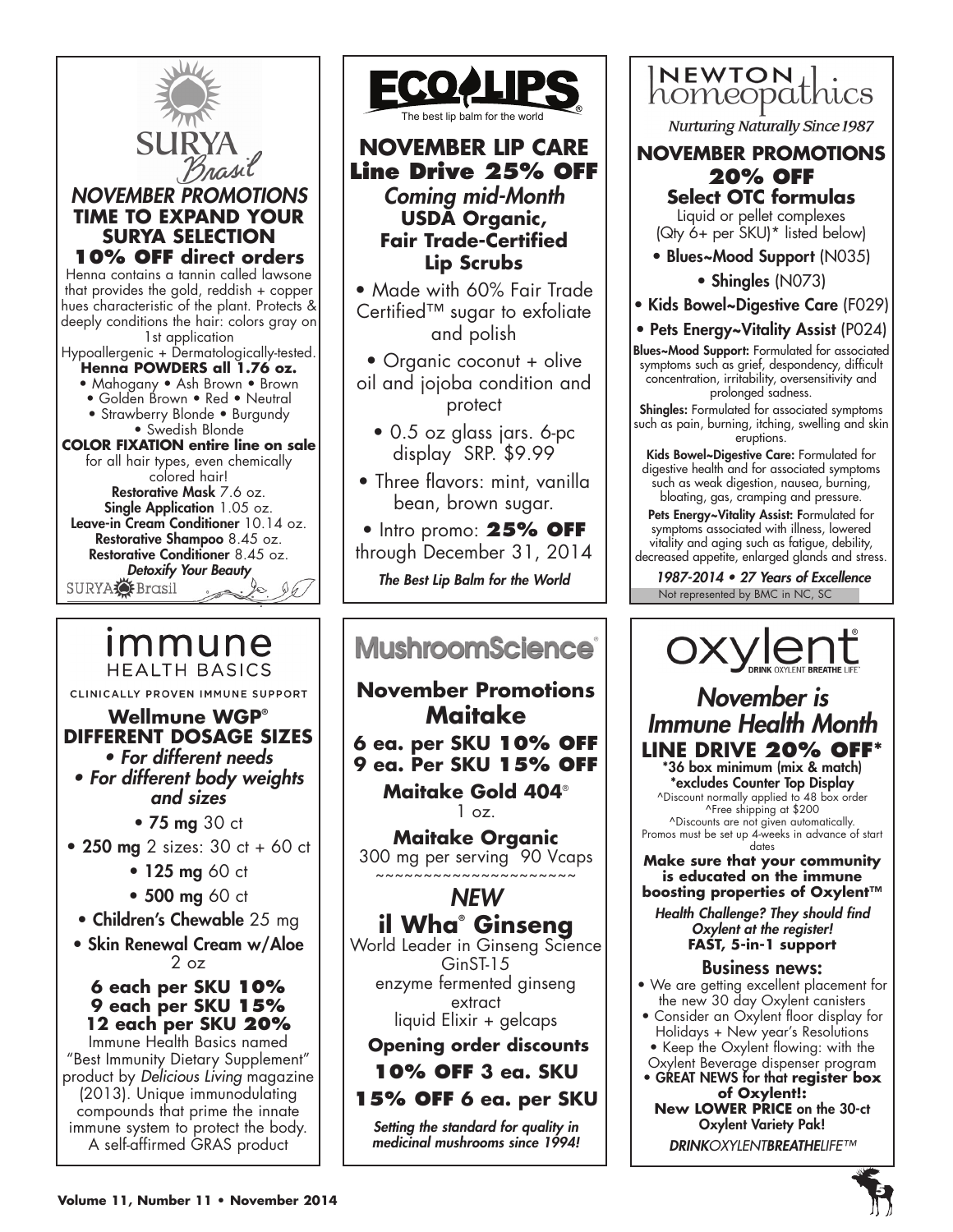## SURYA Brasil

### NOVEMBER PROMOTIONS
**TIME TO EXPAND YOUR SURYA SELECTION**

**10% OFF direct orders**

Henna contains a tannin called lawsone that provides the gold, reddish + copper hues characteristic of the plant. Protects & deeply conditions the hair: colors gray on 1st application

Hypoallergenic + Dermatologically-tested.

**Henna POWDERS all 1.76 oz.**

- Mahogany • Ash Brown • Brown
- Golden Brown • Red • Neutral
- Strawberry Blonde • Burgundy
- Swedish Blonde

**COLOR FIXATION entire line on sale** for all hair types, even chemically colored hair!

**Restorative Mask** 7.6 oz.
**Single Application** 1.05 oz.
**Leave-in Cream Conditioner** 10.14 oz.
**Restorative Shampoo** 8.45 oz.
**Restorative Conditioner** 8.45 oz.

*Detoxify Your Beauty*

SURYA Brasil

---

## ECOLIPS

The best lip balm for the world

### NOVEMBER LIP CARE
**Line Drive 25% OFF**

*Coming mid-Month*

**USDA Organic, Fair Trade-Certified Lip Scrubs**

- Made with 60% Fair Trade Certified™ sugar to exfoliate and polish
- Organic coconut + olive oil and jojoba condition and protect
- 0.5 oz glass jars. 6-pc display SRP. $9.99
- Three flavors: mint, vanilla bean, brown sugar.
- Intro promo: **25% OFF** through December 31, 2014

*The Best Lip Balm for the World*

---

## NEWTON homeopathics

*Nurturing Naturally Since 1987*

### NOVEMBER PROMOTIONS
**20% OFF**
**Select OTC formulas**

Liquid or pellet complexes (Qty 6+ per SKU)* listed below)

- **Blues~Mood Support** (N035)
- **Shingles** (N073)
- **Kids Bowel~Digestive Care** (F029)
- **Pets Energy~Vitality Assist** (P024)

**Blues~Mood Support:** Formulated for associated symptoms such as grief, despondency, difficult concentration, irritability, oversensitivity and prolonged sadness.

**Shingles:** Formulated for associated symptoms such as pain, burning, itching, swelling and skin eruptions.

**Kids Bowel~Digestive Care:** Formulated for digestive health and for associated symptoms such as weak digestion, nausea, burning, bloating, gas, cramping and pressure.

**Pets Energy~Vitality Assist:** Formulated for symptoms associated with illness, lowered vitality and aging such as fatigue, debility, decreased appetite, enlarged glands and stress.

*1987-2014 • 27 Years of Excellence*

Not represented by BMC in NC, SC

---

## immune HEALTH BASICS

CLINICALLY PROVEN IMMUNE SUPPORT

**Wellmune WGP®**
**DIFFERENT DOSAGE SIZES**

- *For different needs*
- *For different body weights and sizes*

- **75 mg** 30 ct
- **250 mg** 2 sizes: 30 ct + 60 ct
- **125 mg** 60 ct
- **500 mg** 60 ct
- **Children's Chewable** 25 mg
- **Skin Renewal Cream w/Aloe** 2 oz

**6 each per SKU 10%**
**9 each per SKU 15%**
**12 each per SKU 20%**

Immune Health Basics named "Best Immunity Dietary Supplement" product by *Delicious Living* magazine (2013). Unique immunodulating compounds that prime the innate immune system to protect the body. A self-affirmed GRAS product

---

## MushroomScience®

### November Promotions
**Maitake**

**6 ea. per SKU 10% OFF**
**9 ea. Per SKU 15% OFF**

**Maitake Gold 404®**
1 oz.

**Maitake Organic**
300 mg per serving 90 Vcaps

~~~~~~~~~~~~~~~~~~~~~

*NEW*

**il Wha® Ginseng**

World Leader in Ginseng Science
GinST-15
enzyme fermented ginseng extract
liquid Elixir + gelcaps

**Opening order discounts**

**10% OFF 3 ea. SKU**
**15% OFF 6 ea. per SKU**

*Setting the standard for quality in medicinal mushrooms since 1994!*

---

## oxylent®

DRINK OXYLENT BREATHE LIFE™

*November is Immune Health Month*

**LINE DRIVE 20% OFF***

**\*36 box minimum (mix & match)**
**\*excludes Counter Top Display**

^Discount normally applied to 48 box order
^Free shipping at $200
^Discounts are not given automatically. Promos must be set up 4-weeks in advance of start dates

**Make sure that your community is educated on the immune boosting properties of Oxylent™**

***Health Challenge? They should find Oxylent at the register!***
**FAST, 5-in-1 support**

### Business news:

- We are getting excellent placement for the new 30 day Oxylent canisters
- Consider an Oxylent floor display for Holidays + New year's Resolutions
- Keep the Oxylent flowing: with the Oxylent Beverage dispenser program
- **GREAT NEWS for that register box of Oxylent!: New LOWER PRICE on the 30-ct Oxylent Variety Pak!**

*DRINKOXYLENTBREATHELIFE™*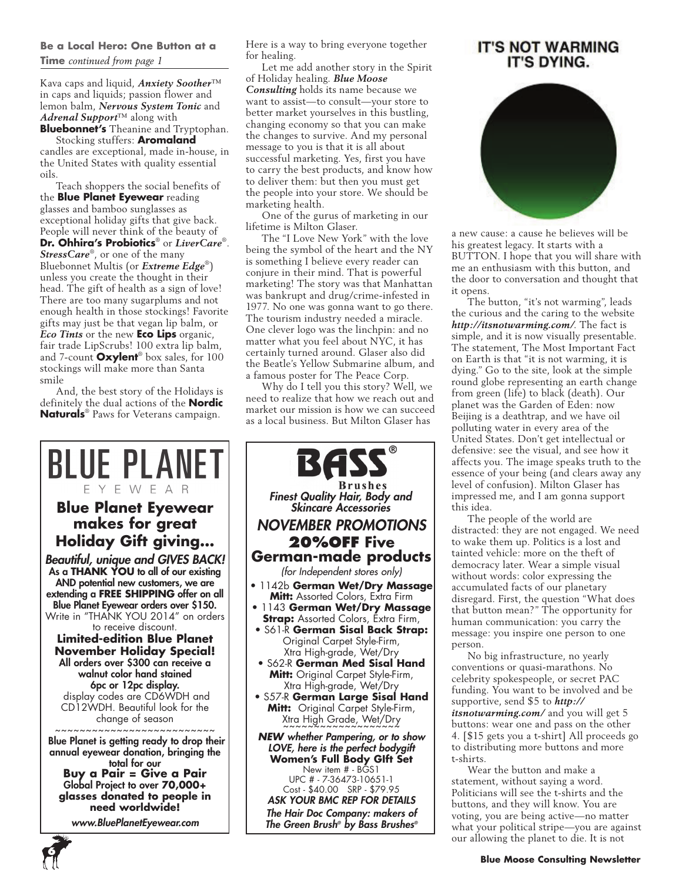**Be a Local Hero: One Button at a Time** *continued from page 1*

Kava caps and liquid, ***Anxiety Soother***™ in caps and liquids; passion flower and lemon balm, ***Nervous System Tonic*** and ***Adrenal Support***™ along with **Bluebonnet's** Theanine and Tryptophan.

Stocking stuffers: **Aromaland** candles are exceptional, made in-house, in the United States with quality essential oils.

Teach shoppers the social benefits of the **Blue Planet Eyewear** reading glasses and bamboo sunglasses as exceptional holiday gifts that give back. People will never think of the beauty of **Dr. Ohhira's Probiotics**® or ***LiverCare***®. ***StressCare***®, or one of the many Bluebonnet Multis (or ***Extreme Edge***®) unless you create the thought in their head. The gift of health as a sign of love! There are too many sugarplums and not enough health in those stockings! Favorite gifts may just be that vegan lip balm, or ***Eco Tints*** or the new **Eco Lips** organic, fair trade LipScrubs! 100 extra lip balm, and 7-count **Oxylent**® box sales, for 100 stockings will make more than Santa smile

And, the best story of the Holidays is definitely the dual actions of the **Nordic Naturals**® Paws for Veterans campaign. Here is a way to bring everyone together for healing.

Let me add another story in the Spirit of Holiday healing. ***Blue Moose Consulting*** holds its name because we want to assist—to consult—your store to better market yourselves in this bustling, changing economy so that you can make the changes to survive. And my personal message to you is that it is all about successful marketing. Yes, first you have to carry the best products, and know how to deliver them: but then you must get the people into your store. We should be marketing health.

One of the gurus of marketing in our lifetime is Milton Glaser.

The "I Love New York" with the love being the symbol of the heart and the NY is something I believe every reader can conjure in their mind. That is powerful marketing! The story was that Manhattan was bankrupt and drug/crime-infested in 1977. No one was gonna want to go there. The tourism industry needed a miracle. One clever logo was the linchpin: and no matter what you feel about NYC, it has certainly turned around. Glaser also did the Beatle's Yellow Submarine album, and a famous poster for The Peace Corp.

Why do I tell you this story? Well, we need to realize that how we reach out and market our mission is how we can succeed as a local business. But Milton Glaser has a new cause: a cause he believes will be his greatest legacy. It starts with a BUTTON. I hope that you will share with me an enthusiasm with this button, and the door to conversation and thought that it opens.

**IT'S NOT WARMING IT'S DYING.**

The button, "it's not warming", leads the curious and the caring to the website ***http://itsnotwarming.com/***. The fact is simple, and it is now visually presentable. The statement, The Most Important Fact on Earth is that "it is not warming, it is dying." Go to the site, look at the simple round globe representing an earth change from green (life) to black (death). Our planet was the Garden of Eden: now Beijing is a deathtrap, and we have oil polluting water in every area of the United States. Don't get intellectual or defensive: see the visual, and see how it affects you. The image speaks truth to the essence of your being (and clears away any level of confusion). Milton Glaser has impressed me, and I am gonna support this idea.

The people of the world are distracted: they are not engaged. We need to wake them up. Politics is a lost and tainted vehicle: more on the theft of democracy later. Wear a simple visual without words: color expressing the accumulated facts of our planetary disregard. First, the question "What does that button mean?" The opportunity for human communication: you carry the message: you inspire one person to one person.

No big infrastructure, no yearly conventions or quasi-marathons. No celebrity spokespeople, or secret PAC funding. You want to be involved and be supportive, send $5 to ***http://itsnotwarming.com/*** and you will get 5 buttons: wear one and pass on the other 4. [$15 gets you a t-shirt] All proceeds go to distributing more buttons and more t-shirts.

Wear the button and make a statement, without saying a word. Politicians will see the t-shirts and the buttons, and they will know. You are voting, you are being active—no matter what your political stripe—you are against our allowing the planet to die. It is not

---

# BLUE PLANET
EYEWEAR

## Blue Planet Eyewear makes for great Holiday Gift giving...

***Beautiful, unique and GIVES BACK!***

**As a THANK YOU to all of our existing AND potential new customers, we are extending a FREE SHIPPING offer on all Blue Planet Eyewear orders over $150.**
Write in "THANK YOU 2014" on orders to receive discount.

**Limited-edition Blue Planet November Holiday Special!**
**All orders over $300 can receive a walnut color hand stained 6pc or 12pc display.**
display codes are CD6WDH and CD12WDH. Beautiful look for the change of season

~~~~~~~~~~~~~~~~~~~~~~~~~~

**Blue Planet is getting ready to drop their annual eyewear donation, bringing the total for our**
**Buy a Pair = Give a Pair**
**Global Project to over 70,000+ glasses donated to people in need worldwide!**

***www.BluePlanetEyewear.com***

---

# BASS®
**Brushes**

***Finest Quality Hair, Body and Skincare Accessories***

## *NOVEMBER PROMOTIONS*
## 20%OFF Five German-made products

*(for Independent stores only)*

- 1142b **German Wet/Dry Massage Mitt:** Assorted Colors, Extra Firm
- 1143 **German Wet/Dry Massage Strap:** Assorted Colors, Extra Firm,
- S61-R **German Sisal Back Strap:** Original Carpet Style-Firm, Xtra High-grade, Wet/Dry
- S62-R **German Med Sisal Hand Mitt:** Original Carpet Style-Firm, Xtra High-grade, Wet/Dry
- S57-R **German Large Sisal Hand Mitt:** Original Carpet Style-Firm, Xtra High Grade, Wet/Dry

~~~~~~~~~~~~~~~~~~

***NEW whether Pampering, or to show LOVE, here is the perfect bodygift***
**Women's Full Body GIft Set**
New item # - BGS1
UPC # - 7-36473-10651-1
Cost - $40.00 SRP - $79.95

***ASK YOUR BMC REP FOR DETAILS***

***The Hair Doc Company: makers of The Green Brush® by Bass Brushes®***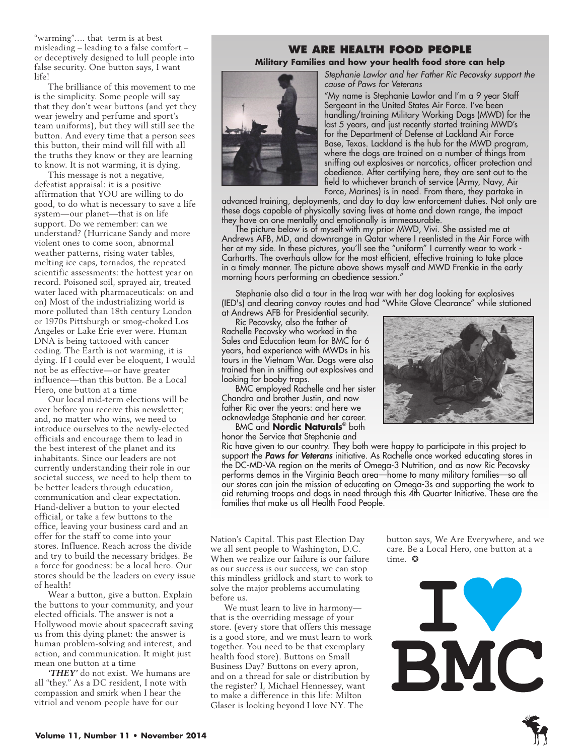"warming"…. that term is at best misleading – leading to a false comfort – or deceptively designed to lull people into false security. One button says, I want life!

The brilliance of this movement to me is the simplicity. Some people will say that they don't wear buttons (and yet they wear jewelry and perfume and sport's team uniforms), but they will still see the button. And every time that a person sees this button, their mind will fill with all the truths they know or they are learning to know. It is not warming, it is dying,

This message is not a negative, defeatist appraisal: it is a positive affirmation that YOU are willing to do good, to do what is necessary to save a life system—our planet—that is on life support. Do we remember: can we understand? (Hurricane Sandy and more violent ones to come soon, abnormal weather patterns, rising water tables, melting ice caps, tornados, the repeated scientific assessments: the hottest year on record. Poisoned soil, sprayed air, treated water laced with pharmaceuticals: on and on) Most of the industrializing world is more polluted than 18th century London or 1970s Pittsburgh or smog-choked Los Angeles or Lake Erie ever were. Human DNA is being tattooed with cancer coding. The Earth is not warming, it is dying. If I could ever be eloquent, I would not be as effective—or have greater influence—than this button. Be a Local Hero, one button at a time

Our local mid-term elections will be over before you receive this newsletter; and, no matter who wins, we need to introduce ourselves to the newly-elected officials and encourage them to lead in the best interest of the planet and its inhabitants. Since our leaders are not currently understanding their role in our societal success, we need to help them to be better leaders through education, communication and clear expectation. Hand-deliver a button to your elected official, or take a few buttons to the office, leaving your business card and an offer for the staff to come into your stores. Influence. Reach across the divide and try to build the necessary bridges. Be a force for goodness: be a local hero. Our stores should be the leaders on every issue of health!

Wear a button, give a button. Explain the buttons to your community, and your elected officials. The answer is not a Hollywood movie about spacecraft saving us from this dying planet: the answer is human problem-solving and interest, and action, and communication. It might just mean one button at a time

***'THEY'*** do not exist. We humans are all "they." As a DC resident, I note with compassion and smirk when I hear the vitriol and venom people have for our Nation's Capital. This past Election Day we all sent people to Washington, D.C. When we realize our failure is our failure as our success is our success, we can stop this mindless gridlock and start to work to solve the major problems accumulating before us.

We must learn to live in harmony—that is the overriding message of your store. (every store that offers this message is a good store, and we must learn to work together. You need to be that exemplary health food store). Buttons on Small Business Day? Buttons on every apron, and on a thread for sale or distribution by the register? I, Michael Hennessey, want to make a difference in this life: Milton Glaser is looking beyond I love NY. The button says, We Are Everywhere, and we care. Be a Local Hero, one button at a time. ✪

## WE ARE HEALTH FOOD PEOPLE

### Military Families and how your health food store can help

*Stephanie Lawlor and her Father Ric Pecovsky support the cause of Paws for Veterans*

"My name is Stephanie Lawlor and I'm a 9 year Staff Sergeant in the United States Air Force. I've been handling/training Military Working Dogs (MWD) for the last 5 years, and just recently started training MWD's for the Department of Defense at Lackland Air Force Base, Texas. Lackland is the hub for the MWD program, where the dogs are trained on a number of things from sniffing out explosives or narcotics, officer protection and obedience. After certifying here, they are sent out to the field to whichever branch of service (Army, Navy, Air Force, Marines) is in need. From there, they partake in advanced training, deployments, and day to day law enforcement duties. Not only are these dogs capable of physically saving lives at home and down range, the impact they have on one mentally and emotionally is immeasurable.

The picture below is of myself with my prior MWD, Vivi. She assisted me at Andrews AFB, MD, and downrange in Qatar where I reenlisted in the Air Force with her at my side. In these pictures, you'll see the "uniform" I currently wear to work - Carhartts. The overhauls allow for the most efficient, effective training to take place in a timely manner. The picture above shows myself and MWD Frenkie in the early morning hours performing an obedience session."

Stephanie also did a tour in the Iraq war with her dog looking for explosives (IED's) and clearing convoy routes and had "White Glove Clearance" while stationed at Andrews AFB for Presidential security.

Ric Pecovsky, also the father of Rachelle Pecovsky who worked in the Sales and Education team for BMC for 6 years, had experience with MWDs in his tours in the Vietnam War. Dogs were also trained then in sniffing out explosives and looking for booby traps.

BMC employed Rachelle and her sister Chandra and brother Justin, and now father Ric over the years: and here we acknowledge Stephanie and her career.

BMC and **Nordic Naturals**® both honor the Service that Stephanie and Ric have given to our country. They both were happy to participate in this project to support the ***Paws for Veterans*** initiative. As Rachelle once worked educating stores in the DC-MD-VA region on the merits of Omega-3 Nutrition, and as now Ric Pecovsky performs demos in the Virginia Beach area—home to many military families—so all our stores can join the mission of educating on Omega-3s and supporting the work to aid returning troops and dogs in need through this 4th Quarter Initiative. These are the families that make us all Health Food People.

I ♥ BMC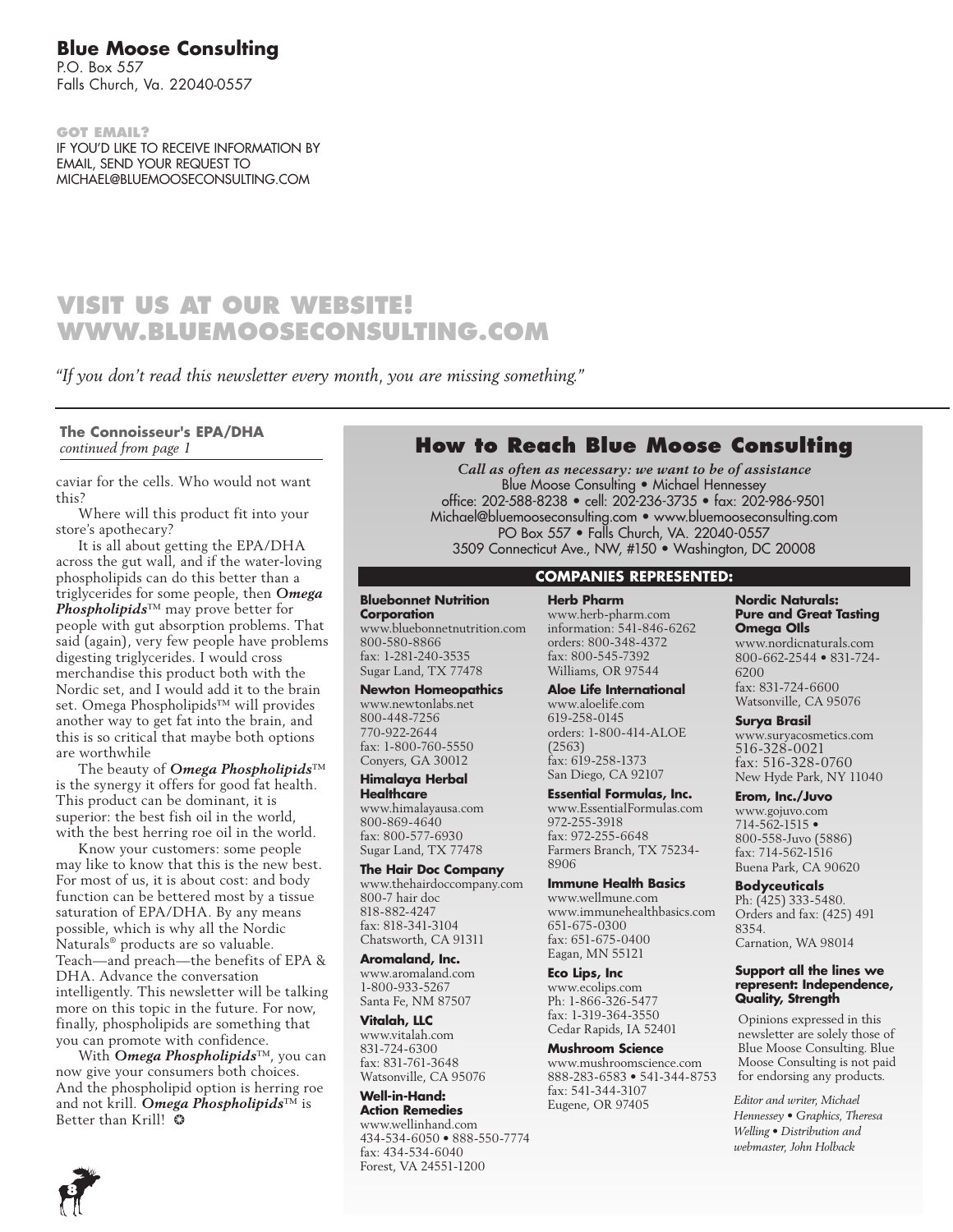**Blue Moose Consulting**
P.O. Box 557
Falls Church, Va. 22040-0557

**GOT EMAIL?**
IF YOU'D LIKE TO RECEIVE INFORMATION BY EMAIL, SEND YOUR REQUEST TO MICHAEL@BLUEMOOSECONSULTING.COM

## VISIT US AT OUR WEBSITE! WWW.BLUEMOOSECONSULTING.COM

*"If you don't read this newsletter every month, you are missing something."*

**The Connoisseur's EPA/DHA**
*continued from page 1*

caviar for the cells. Who would not want this?

Where will this product fit into your store's apothecary?

It is all about getting the EPA/DHA across the gut wall, and if the water-loving phospholipids can do this better than a triglycerides for some people, then ***Omega Phospholipids***™ may prove better for people with gut absorption problems. That said (again), very few people have problems digesting triglycerides. I would cross merchandise this product both with the Nordic set, and I would add it to the brain set. Omega Phospholipids™ will provides another way to get fat into the brain, and this is so critical that maybe both options are worthwhile

The beauty of ***Omega Phospholipids***™ is the synergy it offers for good fat health. This product can be dominant, it is superior: the best fish oil in the world, with the best herring roe oil in the world.

Know your customers: some people may like to know that this is the new best. For most of us, it is about cost: and body function can be bettered most by a tissue saturation of EPA/DHA. By any means possible, which is why all the Nordic Naturals® products are so valuable. Teach—and preach—the benefits of EPA & DHA. Advance the conversation intelligently. This newsletter will be talking more on this topic in the future. For now, finally, phospholipids are something that you can promote with confidence.

With ***Omega Phospholipids***™, you can now give your consumers both choices. And the phospholipid option is herring roe and not krill. ***Omega Phospholipids***™ is Better than Krill! ✪

## How to Reach Blue Moose Consulting

*Call as often as necessary: we want to be of assistance*
Blue Moose Consulting • Michael Hennessey
office: 202-588-8238 • cell: 202-236-3735 • fax: 202-986-9501
Michael@bluemooseconsulting.com • www.bluemooseconsulting.com
PO Box 557 • Falls Church, VA. 22040-0557
3509 Connecticut Ave., NW, #150 • Washington, DC 20008

### COMPANIES REPRESENTED:

**Bluebonnet Nutrition Corporation**
www.bluebonnetnutrition.com
800-580-8866
fax: 1-281-240-3535
Sugar Land, TX 77478

**Newton Homeopathics**
www.newtonlabs.net
800-448-7256
770-922-2644
fax: 1-800-760-5550
Conyers, GA 30012

**Himalaya Herbal Healthcare**
www.himalayausa.com
800-869-4640
fax: 800-577-6930
Sugar Land, TX 77478

**The Hair Doc Company**
www.thehairdoccompany.com
800-7 hair doc
818-882-4247
fax: 818-341-3104
Chatsworth, CA 91311

**Aromaland, Inc.**
www.aromaland.com
1-800-933-5267
Santa Fe, NM 87507

**Vitalah, LLC**
www.vitalah.com
831-724-6300
fax: 831-761-3648
Watsonville, CA 95076

**Well-in-Hand: Action Remedies**
www.wellinhand.com
434-534-6050 • 888-550-7774
fax: 434-534-6040
Forest, VA 24551-1200

**Herb Pharm**
www.herb-pharm.com
information: 541-846-6262
orders: 800-348-4372
fax: 800-545-7392
Williams, OR 97544

**Aloe Life International**
www.aloelife.com
619-258-0145
orders: 1-800-414-ALOE (2563)
fax: 619-258-1373
San Diego, CA 92107

**Essential Formulas, Inc.**
www.EssentialFormulas.com
972-255-3918
fax: 972-255-6648
Farmers Branch, TX 75234-8906

**Immune Health Basics**
www.wellmune.com
www.immunehealthbasics.com
651-675-0300
fax: 651-675-0400
Eagan, MN 55121

**Eco Lips, Inc**
www.ecolips.com
Ph: 1-866-326-5477
fax: 1-319-364-3550
Cedar Rapids, IA 52401

**Mushroom Science**
www.mushroomscience.com
888-283-6583 • 541-344-8753
fax: 541-344-3107
Eugene, OR 97405

**Nordic Naturals: Pure and Great Tasting Omega Oils**
www.nordicnaturals.com
800-662-2544 • 831-724-6200
fax: 831-724-6600
Watsonville, CA 95076

**Surya Brasil**
www.suryacosmetics.com
516-328-0021
fax: 516-328-0760
New Hyde Park, NY 11040

**Erom, Inc./Juvo**
www.gojuvo.com
714-562-1515 •
800-558-Juvo (5886)
fax: 714-562-1516
Buena Park, CA 90620

**Bodyceuticals**
Ph: (425) 333-5480.
Orders and fax: (425) 491 8354.
Carnation, WA 98014

**Support all the lines we represent: Independence, Quality, Strength**

Opinions expressed in this newsletter are solely those of Blue Moose Consulting. Blue Moose Consulting is not paid for endorsing any products.

*Editor and writer, Michael Hennessey • Graphics, Theresa Welling • Distribution and webmaster, John Holback*